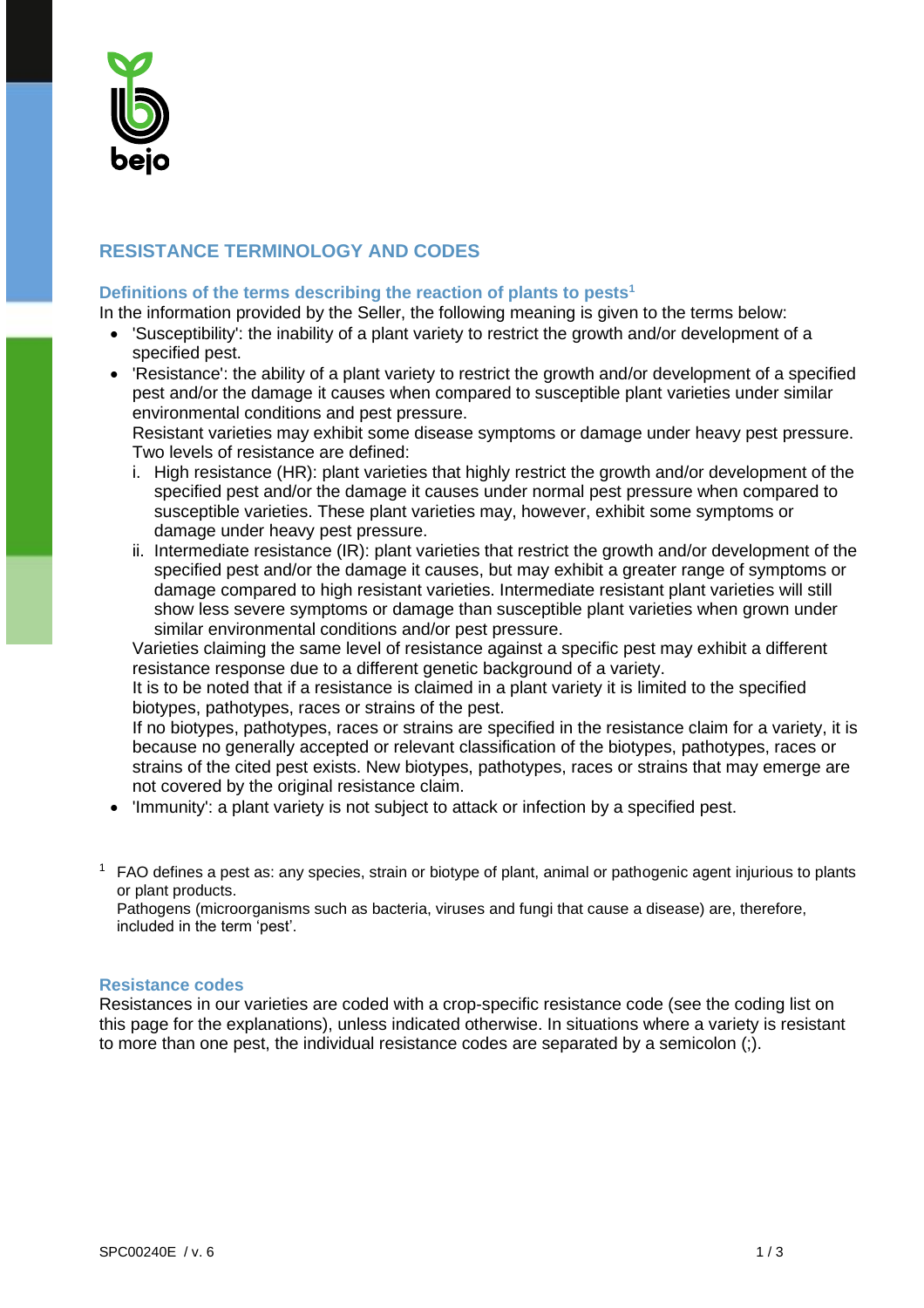bejo

# RESISTANCE TERMINOLOGY AND CODES

### Definitions of the terms describing the reaction of plants to pests[1]

In the information provided by the Seller, the following meaning is given to the terms below:

- 'Susceptibility': the inability of a plant variety to restrict the growth and/or development of a specified pest.
- 'Resistance': the ability of a plant variety to restrict the growth and/or development of a specified pest and/or the damage it causes when compared to susceptible plant varieties under similar environmental conditions and pest pressure.
  Resistant varieties may exhibit some disease symptoms or damage under heavy pest pressure.
  Two levels of resistance are defined:
  i. High resistance (HR): plant varieties that highly restrict the growth and/or development of the specified pest and/or the damage it causes under normal pest pressure when compared to susceptible varieties. These plant varieties may, however, exhibit some symptoms or damage under heavy pest pressure.
  ii. Intermediate resistance (IR): plant varieties that restrict the growth and/or development of the specified pest and/or the damage it causes, but may exhibit a greater range of symptoms or damage compared to high resistant varieties. Intermediate resistant plant varieties will still show less severe symptoms or damage than susceptible plant varieties when grown under similar environmental conditions and/or pest pressure.

  Varieties claiming the same level of resistance against a specific pest may exhibit a different resistance response due to a different genetic background of a variety.
  It is to be noted that if a resistance is claimed in a plant variety it is limited to the specified biotypes, pathotypes, races or strains of the pest.
  If no biotypes, pathotypes, races or strains are specified in the resistance claim for a variety, it is because no generally accepted or relevant classification of the biotypes, pathotypes, races or strains of the cited pest exists. New biotypes, pathotypes, races or strains that may emerge are not covered by the original resistance claim.
- 'Immunity': a plant variety is not subject to attack or infection by a specified pest.

[1] FAO defines a pest as: any species, strain or biotype of plant, animal or pathogenic agent injurious to plants or plant products.
Pathogens (microorganisms such as bacteria, viruses and fungi that cause a disease) are, therefore, included in the term 'pest'.

### Resistance codes

Resistances in our varieties are coded with a crop-specific resistance code (see the coding list on this page for the explanations), unless indicated otherwise. In situations where a variety is resistant to more than one pest, the individual resistance codes are separated by a semicolon (;).

SPC00240E / v. 6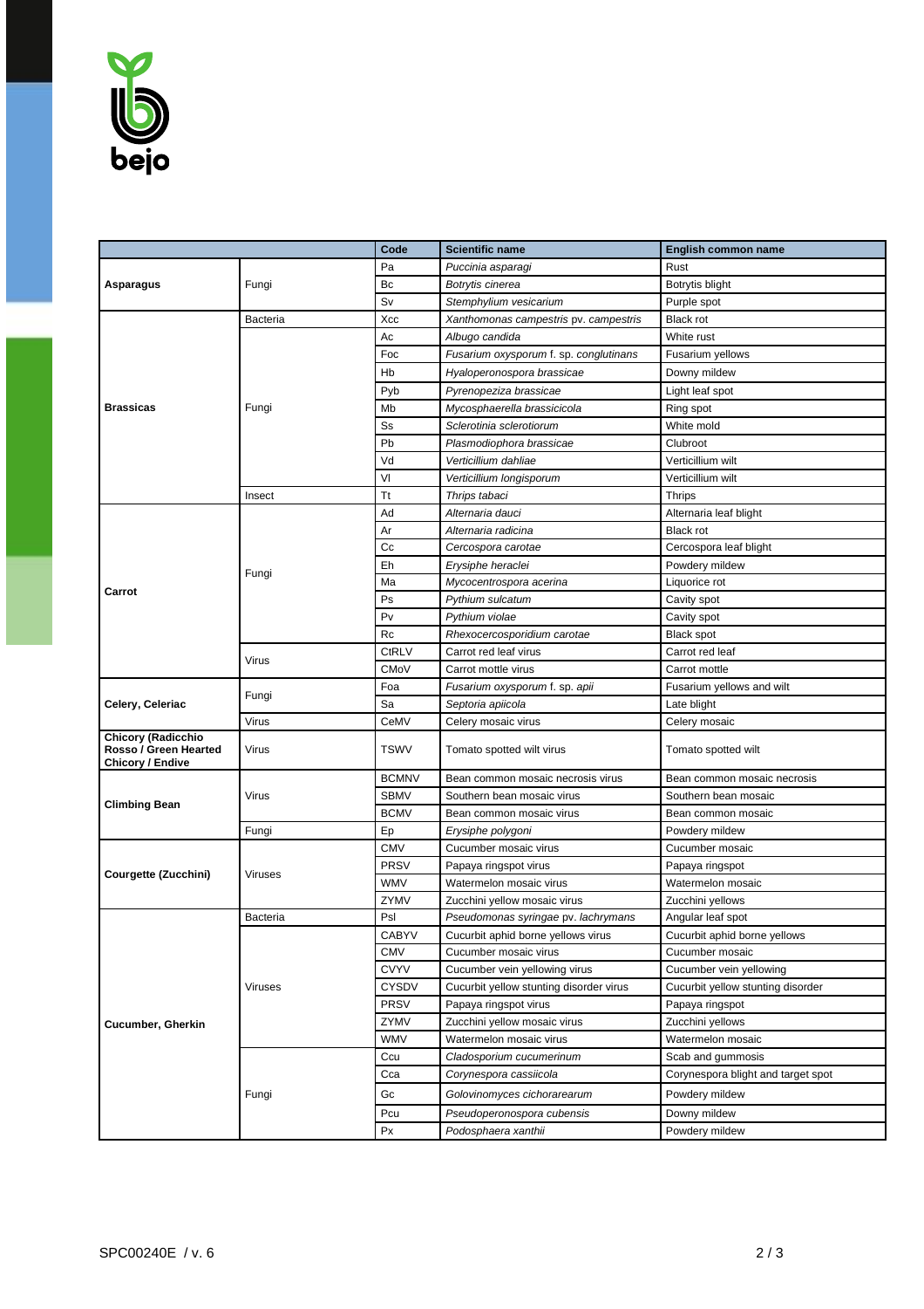| | | Code | Scientific name | English common name |
|---|---|---|---|---|
| **Asparagus** | Fungi | Pa | *Puccinia asparagi* | Rust |
| | | Bc | *Botrytis cinerea* | Botrytis blight |
| | | Sv | *Stemphylium vesicarium* | Purple spot |
| **Brassicas** | Bacteria | Xcc | *Xanthomonas campestris* pv. *campestris* | Black rot |
| | Fungi | Ac | *Albugo candida* | White rust |
| | | Foc | *Fusarium oxysporum* f. sp. *conglutinans* | Fusarium yellows |
| | | Hb | *Hyaloperonospora brassicae* | Downy mildew |
| | | Pyb | *Pyrenopeziza brassicae* | Light leaf spot |
| | | Mb | *Mycosphaerella brassicicola* | Ring spot |
| | | Ss | *Sclerotinia sclerotiorum* | White mold |
| | | Pb | *Plasmodiophora brassicae* | Clubroot |
| | | Vd | *Verticillium dahliae* | Verticillium wilt |
| | | Vl | *Verticillium longisporum* | Verticillium wilt |
| | Insect | Tt | *Thrips tabaci* | Thrips |
| **Carrot** | Fungi | Ad | *Alternaria dauci* | Alternaria leaf blight |
| | | Ar | *Alternaria radicina* | Black rot |
| | | Cc | *Cercospora carotae* | Cercospora leaf blight |
| | | Eh | *Erysiphe heraclei* | Powdery mildew |
| | | Ma | *Mycocentrospora acerina* | Liquorice rot |
| | | Ps | *Pythium sulcatum* | Cavity spot |
| | | Pv | *Pythium violae* | Cavity spot |
| | | Rc | *Rhexocercosporidium carotae* | Black spot |
| | Virus | CtRLV | Carrot red leaf virus | Carrot red leaf |
| | | CMoV | Carrot mottle virus | Carrot mottle |
| **Celery, Celeriac** | Fungi | Foa | *Fusarium oxysporum* f. sp. *apii* | Fusarium yellows and wilt |
| | | Sa | *Septoria apiicola* | Late blight |
| | Virus | CeMV | Celery mosaic virus | Celery mosaic |
| **Chicory (Radicchio Rosso / Green Hearted Chicory / Endive** | Virus | TSWV | Tomato spotted wilt virus | Tomato spotted wilt |
| **Climbing Bean** | Virus | BCMNV | Bean common mosaic necrosis virus | Bean common mosaic necrosis |
| | | SBMV | Southern bean mosaic virus | Southern bean mosaic |
| | | BCMV | Bean common mosaic virus | Bean common mosaic |
| | Fungi | Ep | *Erysiphe polygoni* | Powdery mildew |
| **Courgette (Zucchini)** | Viruses | CMV | Cucumber mosaic virus | Cucumber mosaic |
| | | PRSV | Papaya ringspot virus | Papaya ringspot |
| | | WMV | Watermelon mosaic virus | Watermelon mosaic |
| | | ZYMV | Zucchini yellow mosaic virus | Zucchini yellows |
| **Cucumber, Gherkin** | Bacteria | Psl | *Pseudomonas syringae* pv. *lachrymans* | Angular leaf spot |
| | Viruses | CABYV | Cucurbit aphid borne yellows virus | Cucurbit aphid borne yellows |
| | | CMV | Cucumber mosaic virus | Cucumber mosaic |
| | | CVYV | Cucumber vein yellowing virus | Cucumber vein yellowing |
| | | CYSDV | Cucurbit yellow stunting disorder virus | Cucurbit yellow stunting disorder |
| | | PRSV | Papaya ringspot virus | Papaya ringspot |
| | | ZYMV | Zucchini yellow mosaic virus | Zucchini yellows |
| | | WMV | Watermelon mosaic virus | Watermelon mosaic |
| | Fungi | Ccu | *Cladosporium cucumerinum* | Scab and gummosis |
| | | Cca | *Corynespora cassiicola* | Corynespora blight and target spot |
| | | Gc | *Golovinomyces cichorarearum* | Powdery mildew |
| | | Pcu | *Pseudoperonospora cubensis* | Downy mildew |
| | | Px | *Podosphaera xanthii* | Powdery mildew |

SPC00240E / v. 6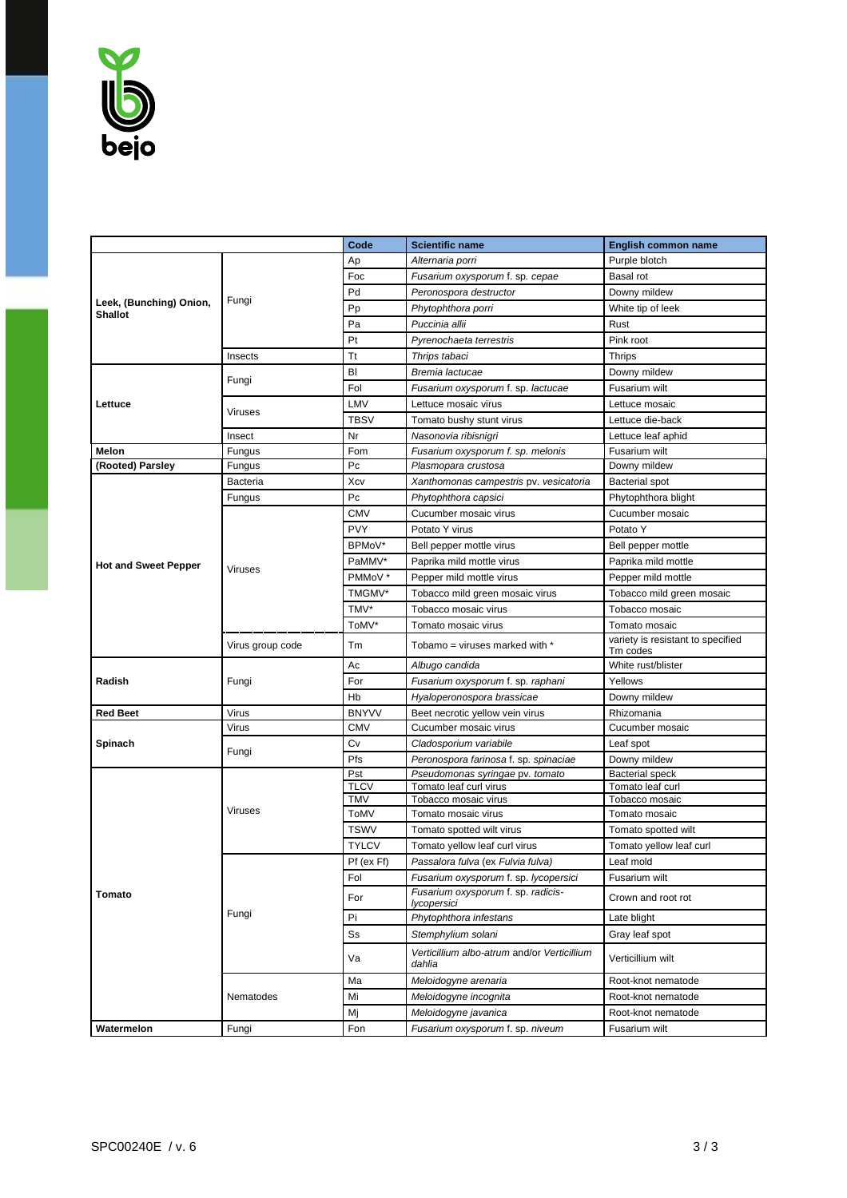| | | Code | Scientific name | English common name |
|---|---|---|---|---|
| **Leek, (Bunching) Onion, Shallot** | Fungi | Ap | *Alternaria porri* | Purple blotch |
| | | Foc | *Fusarium oxysporum* f. sp. *cepae* | Basal rot |
| | | Pd | *Peronospora destructor* | Downy mildew |
| | | Pp | *Phytophthora porri* | White tip of leek |
| | | Pa | *Puccinia allii* | Rust |
| | | Pt | *Pyrenochaeta terrestris* | Pink root |
| | Insects | Tt | *Thrips tabaci* | Thrips |
| **Lettuce** | Fungi | Bl | *Bremia lactucae* | Downy mildew |
| | | Fol | *Fusarium oxysporum* f. sp. *lactucae* | Fusarium wilt |
| | Viruses | LMV | Lettuce mosaic virus | Lettuce mosaic |
| | | TBSV | Tomato bushy stunt virus | Lettuce die-back |
| | Insect | Nr | *Nasonovia ribisnigri* | Lettuce leaf aphid |
| **Melon** | Fungus | Fom | *Fusarium oxysporum f. sp. melonis* | Fusarium wilt |
| **(Rooted) Parsley** | Fungus | Pc | *Plasmopara crustosa* | Downy mildew |
| **Hot and Sweet Pepper** | Bacteria | Xcv | *Xanthomonas campestris* pv. *vesicatoria* | Bacterial spot |
| | Fungus | Pc | *Phytophthora capsici* | Phytophthora blight |
| | Viruses | CMV | Cucumber mosaic virus | Cucumber mosaic |
| | | PVY | Potato Y virus | Potato Y |
| | | BPMoV* | Bell pepper mottle virus | Bell pepper mottle |
| | | PaMMV* | Paprika mild mottle virus | Paprika mild mottle |
| | | PMMoV * | Pepper mild mottle virus | Pepper mild mottle |
| | | TMGMV* | Tobacco mild green mosaic virus | Tobacco mild green mosaic |
| | | TMV* | Tobacco mosaic virus | Tobacco mosaic |
| | | ToMV* | Tomato mosaic virus | Tomato mosaic |
| | Virus group code | Tm | Tobamo = viruses marked with * | variety is resistant to specified Tm codes |
| **Radish** | Fungi | Ac | *Albugo candida* | White rust/blister |
| | | For | *Fusarium oxysporum* f. sp. *raphani* | Yellows |
| | | Hb | *Hyaloperonospora brassicae* | Downy mildew |
| **Red Beet** | Virus | BNYVV | Beet necrotic yellow vein virus | Rhizomania |
| **Spinach** | Virus | CMV | Cucumber mosaic virus | Cucumber mosaic |
| | Fungi | Cv | *Cladosporium variabile* | Leaf spot |
| | | Pfs | *Peronospora farinosa* f. sp. *spinaciae* | Downy mildew |
| **Tomato** | Viruses | Pst | *Pseudomonas syringae* pv. *tomato* | Bacterial speck |
| | | TLCV | Tomato leaf curl virus | Tomato leaf curl |
| | | TMV | Tobacco mosaic virus | Tobacco mosaic |
| | | ToMV | Tomato mosaic virus | Tomato mosaic |
| | | TSWV | Tomato spotted wilt virus | Tomato spotted wilt |
| | | TYLCV | Tomato yellow leaf curl virus | Tomato yellow leaf curl |
| | Fungi | Pf (ex Ff) | *Passalora fulva (ex Fulvia fulva)* | Leaf mold |
| | | Fol | *Fusarium oxysporum* f. sp. *lycopersici* | Fusarium wilt |
| | | For | *Fusarium oxysporum* f. sp. *radicis-lycopersici* | Crown and root rot |
| | | Pi | *Phytophthora infestans* | Late blight |
| | | Ss | *Stemphylium solani* | Gray leaf spot |
| | | Va | *Verticillium albo-atrum* and/or *Verticillium dahlia* | Verticillium wilt |
| | Nematodes | Ma | *Meloidogyne arenaria* | Root-knot nematode |
| | | Mi | *Meloidogyne incognita* | Root-knot nematode |
| | | Mj | *Meloidogyne javanica* | Root-knot nematode |
| **Watermelon** | Fungi | Fon | *Fusarium oxysporum* f. sp. *niveum* | Fusarium wilt |

SPC00240E / v. 6